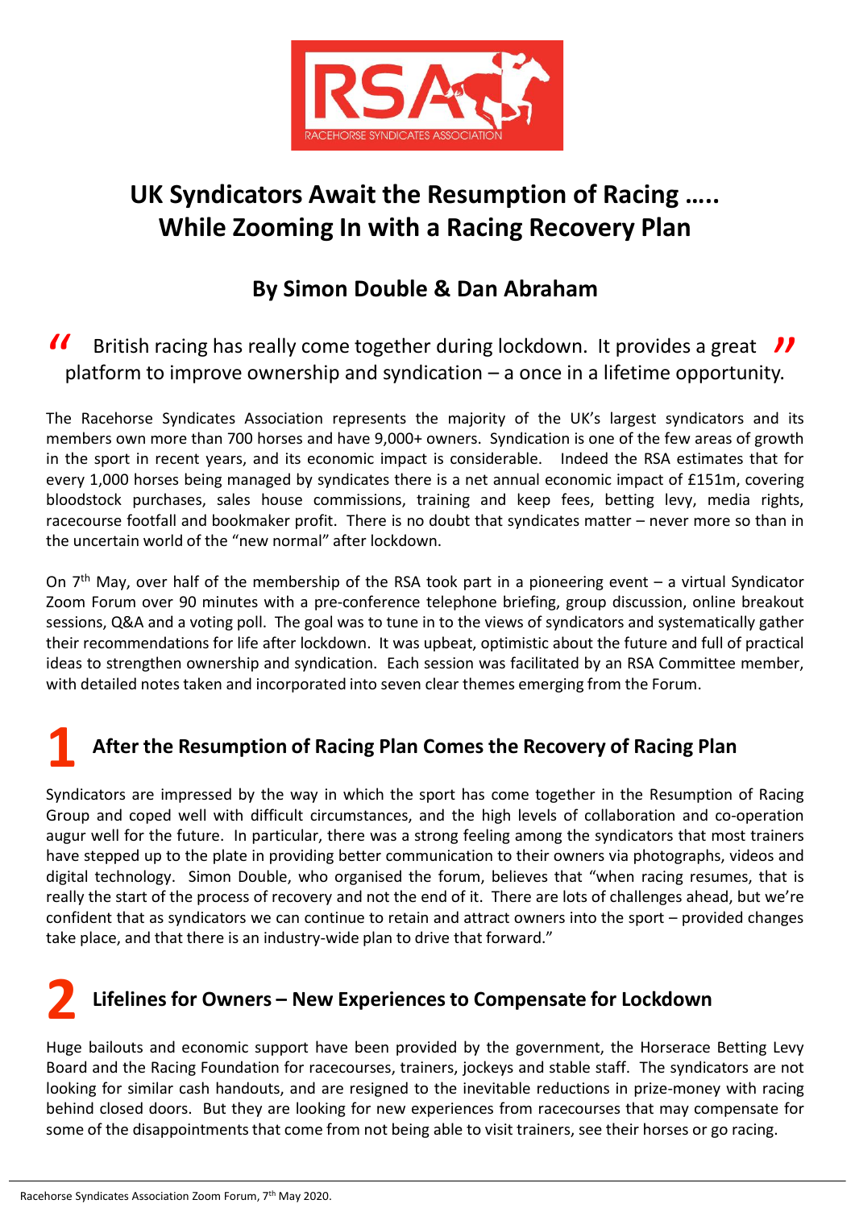RSA
RACEHORSE SYNDICATES ASSOCIATION

# UK Syndicators Await the Resumption of Racing ….. While Zooming In with a Racing Recovery Plan

## By Simon Double & Dan Abraham

> "British racing has really come together during lockdown. It provides a great platform to improve ownership and syndication – a once in a lifetime opportunity."

The Racehorse Syndicates Association represents the majority of the UK's largest syndicators and its members own more than 700 horses and have 9,000+ owners. Syndication is one of the few areas of growth in the sport in recent years, and its economic impact is considerable. Indeed the RSA estimates that for every 1,000 horses being managed by syndicates there is a net annual economic impact of £151m, covering bloodstock purchases, sales house commissions, training and keep fees, betting levy, media rights, racecourse footfall and bookmaker profit. There is no doubt that syndicates matter – never more so than in the uncertain world of the "new normal" after lockdown.

On 7th May, over half of the membership of the RSA took part in a pioneering event – a virtual Syndicator Zoom Forum over 90 minutes with a pre-conference telephone briefing, group discussion, online breakout sessions, Q&A and a voting poll. The goal was to tune in to the views of syndicators and systematically gather their recommendations for life after lockdown. It was upbeat, optimistic about the future and full of practical ideas to strengthen ownership and syndication. Each session was facilitated by an RSA Committee member, with detailed notes taken and incorporated into seven clear themes emerging from the Forum.

## 1 After the Resumption of Racing Plan Comes the Recovery of Racing Plan

Syndicators are impressed by the way in which the sport has come together in the Resumption of Racing Group and coped well with difficult circumstances, and the high levels of collaboration and co-operation augur well for the future. In particular, there was a strong feeling among the syndicators that most trainers have stepped up to the plate in providing better communication to their owners via photographs, videos and digital technology. Simon Double, who organised the forum, believes that "when racing resumes, that is really the start of the process of recovery and not the end of it. There are lots of challenges ahead, but we're confident that as syndicators we can continue to retain and attract owners into the sport – provided changes take place, and that there is an industry-wide plan to drive that forward."

## 2 Lifelines for Owners – New Experiences to Compensate for Lockdown

Huge bailouts and economic support have been provided by the government, the Horserace Betting Levy Board and the Racing Foundation for racecourses, trainers, jockeys and stable staff. The syndicators are not looking for similar cash handouts, and are resigned to the inevitable reductions in prize-money with racing behind closed doors. But they are looking for new experiences from racecourses that may compensate for some of the disappointments that come from not being able to visit trainers, see their horses or go racing.

Racehorse Syndicates Association Zoom Forum, 7th May 2020.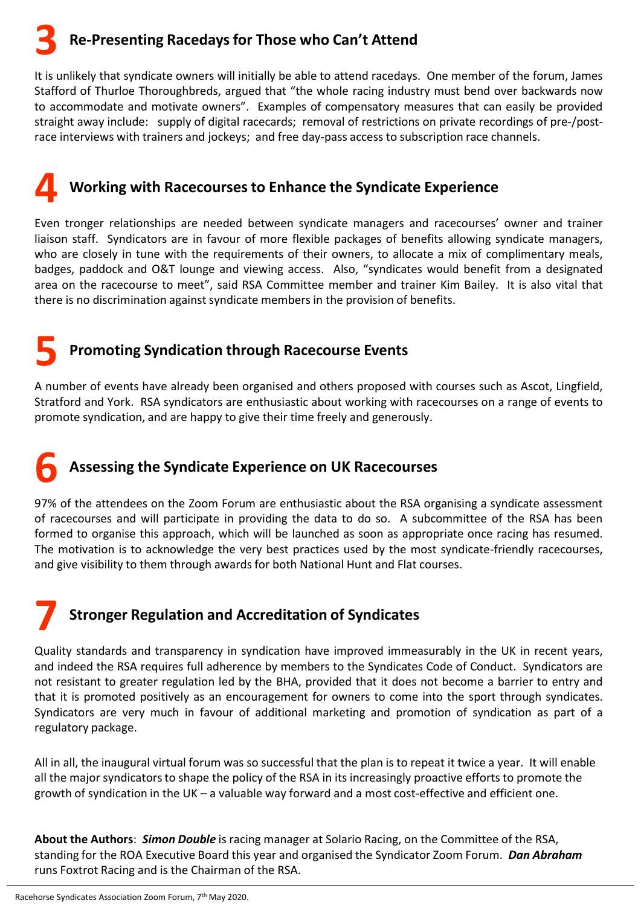## 3 Re-Presenting Racedays for Those who Can't Attend

It is unlikely that syndicate owners will initially be able to attend racedays. One member of the forum, James Stafford of Thurloe Thoroughbreds, argued that "the whole racing industry must bend over backwards now to accommodate and motivate owners". Examples of compensatory measures that can easily be provided straight away include: supply of digital racecards; removal of restrictions on private recordings of pre-/post-race interviews with trainers and jockeys; and free day-pass access to subscription race channels.

## 4 Working with Racecourses to Enhance the Syndicate Experience

Even tronger relationships are needed between syndicate managers and racecourses' owner and trainer liaison staff. Syndicators are in favour of more flexible packages of benefits allowing syndicate managers, who are closely in tune with the requirements of their owners, to allocate a mix of complimentary meals, badges, paddock and O&T lounge and viewing access. Also, "syndicates would benefit from a designated area on the racecourse to meet", said RSA Committee member and trainer Kim Bailey. It is also vital that there is no discrimination against syndicate members in the provision of benefits.

## 5 Promoting Syndication through Racecourse Events

A number of events have already been organised and others proposed with courses such as Ascot, Lingfield, Stratford and York. RSA syndicators are enthusiastic about working with racecourses on a range of events to promote syndication, and are happy to give their time freely and generously.

## 6 Assessing the Syndicate Experience on UK Racecourses

97% of the attendees on the Zoom Forum are enthusiastic about the RSA organising a syndicate assessment of racecourses and will participate in providing the data to do so. A subcommittee of the RSA has been formed to organise this approach, which will be launched as soon as appropriate once racing has resumed. The motivation is to acknowledge the very best practices used by the most syndicate-friendly racecourses, and give visibility to them through awards for both National Hunt and Flat courses.

## 7 Stronger Regulation and Accreditation of Syndicates

Quality standards and transparency in syndication have improved immeasurably in the UK in recent years, and indeed the RSA requires full adherence by members to the Syndicates Code of Conduct. Syndicators are not resistant to greater regulation led by the BHA, provided that it does not become a barrier to entry and that it is promoted positively as an encouragement for owners to come into the sport through syndicates. Syndicators are very much in favour of additional marketing and promotion of syndication as part of a regulatory package.

All in all, the inaugural virtual forum was so successful that the plan is to repeat it twice a year. It will enable all the major syndicators to shape the policy of the RSA in its increasingly proactive efforts to promote the growth of syndication in the UK – a valuable way forward and a most cost-effective and efficient one.

**About the Authors**: ***Simon Double*** is racing manager at Solario Racing, on the Committee of the RSA, standing for the ROA Executive Board this year and organised the Syndicator Zoom Forum. ***Dan Abraham*** runs Foxtrot Racing and is the Chairman of the RSA.

Racehorse Syndicates Association Zoom Forum, 7th May 2020.